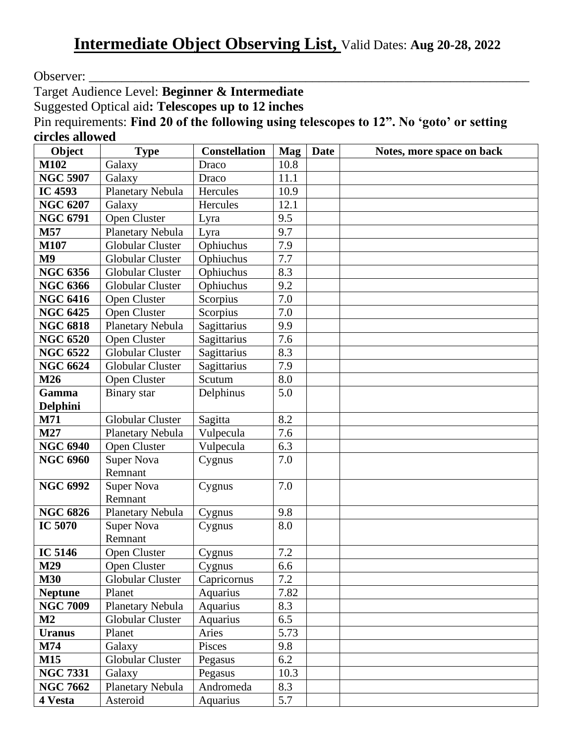# **Intermediate Object Observing List,** Valid Dates: **Aug 20-28, 2022**

Observer: ____________________________________________________________________

Target Audience Level: **Beginner & Intermediate**

Suggested Optical aid**: Telescopes up to 12 inches**

Pin requirements: **Find 20 of the following using telescopes to 12". No 'goto' or setting circles allowed**

| Object | Type | Constellation | Mag | Date | Notes, more space on back |
|---|---|---|---|---|---|
| **M102** | Galaxy | Draco | 10.8 | | |
| **NGC 5907** | Galaxy | Draco | 11.1 | | |
| **IC 4593** | Planetary Nebula | Hercules | 10.9 | | |
| **NGC 6207** | Galaxy | Hercules | 12.1 | | |
| **NGC 6791** | Open Cluster | Lyra | 9.5 | | |
| **M57** | Planetary Nebula | Lyra | 9.7 | | |
| **M107** | Globular Cluster | Ophiuchus | 7.9 | | |
| **M9** | Globular Cluster | Ophiuchus | 7.7 | | |
| **NGC 6356** | Globular Cluster | Ophiuchus | 8.3 | | |
| **NGC 6366** | Globular Cluster | Ophiuchus | 9.2 | | |
| **NGC 6416** | Open Cluster | Scorpius | 7.0 | | |
| **NGC 6425** | Open Cluster | Scorpius | 7.0 | | |
| **NGC 6818** | Planetary Nebula | Sagittarius | 9.9 | | |
| **NGC 6520** | Open Cluster | Sagittarius | 7.6 | | |
| **NGC 6522** | Globular Cluster | Sagittarius | 8.3 | | |
| **NGC 6624** | Globular Cluster | Sagittarius | 7.9 | | |
| **M26** | Open Cluster | Scutum | 8.0 | | |
| **Gamma Delphini** | Binary star | Delphinus | 5.0 | | |
| **M71** | Globular Cluster | Sagitta | 8.2 | | |
| **M27** | Planetary Nebula | Vulpecula | 7.6 | | |
| **NGC 6940** | Open Cluster | Vulpecula | 6.3 | | |
| **NGC 6960** | Super Nova Remnant | Cygnus | 7.0 | | |
| **NGC 6992** | Super Nova Remnant | Cygnus | 7.0 | | |
| **NGC 6826** | Planetary Nebula | Cygnus | 9.8 | | |
| **IC 5070** | Super Nova Remnant | Cygnus | 8.0 | | |
| **IC 5146** | Open Cluster | Cygnus | 7.2 | | |
| **M29** | Open Cluster | Cygnus | 6.6 | | |
| **M30** | Globular Cluster | Capricornus | 7.2 | | |
| **Neptune** | Planet | Aquarius | 7.82 | | |
| **NGC 7009** | Planetary Nebula | Aquarius | 8.3 | | |
| **M2** | Globular Cluster | Aquarius | 6.5 | | |
| **Uranus** | Planet | Aries | 5.73 | | |
| **M74** | Galaxy | Pisces | 9.8 | | |
| **M15** | Globular Cluster | Pegasus | 6.2 | | |
| **NGC 7331** | Galaxy | Pegasus | 10.3 | | |
| **NGC 7662** | Planetary Nebula | Andromeda | 8.3 | | |
| **4 Vesta** | Asteroid | Aquarius | 5.7 | | |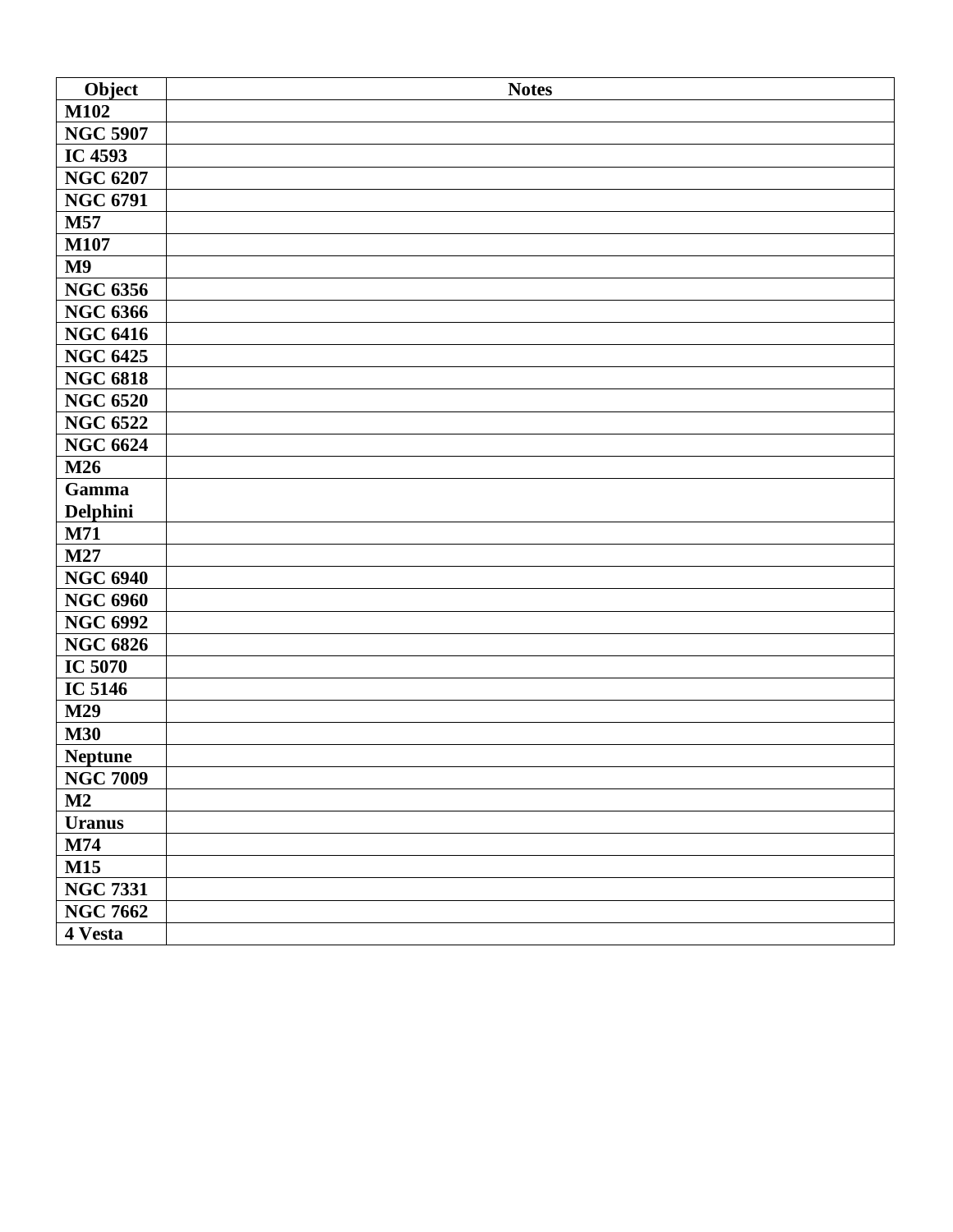| Object | Notes |
|---|---|
| **M102** | |
| **NGC 5907** | |
| **IC 4593** | |
| **NGC 6207** | |
| **NGC 6791** | |
| **M57** | |
| **M107** | |
| **M9** | |
| **NGC 6356** | |
| **NGC 6366** | |
| **NGC 6416** | |
| **NGC 6425** | |
| **NGC 6818** | |
| **NGC 6520** | |
| **NGC 6522** | |
| **NGC 6624** | |
| **M26** | |
| **Gamma Delphini** | |
| **M71** | |
| **M27** | |
| **NGC 6940** | |
| **NGC 6960** | |
| **NGC 6992** | |
| **NGC 6826** | |
| **IC 5070** | |
| **IC 5146** | |
| **M29** | |
| **M30** | |
| **Neptune** | |
| **NGC 7009** | |
| **M2** | |
| **Uranus** | |
| **M74** | |
| **M15** | |
| **NGC 7331** | |
| **NGC 7662** | |
| **4 Vesta** | |